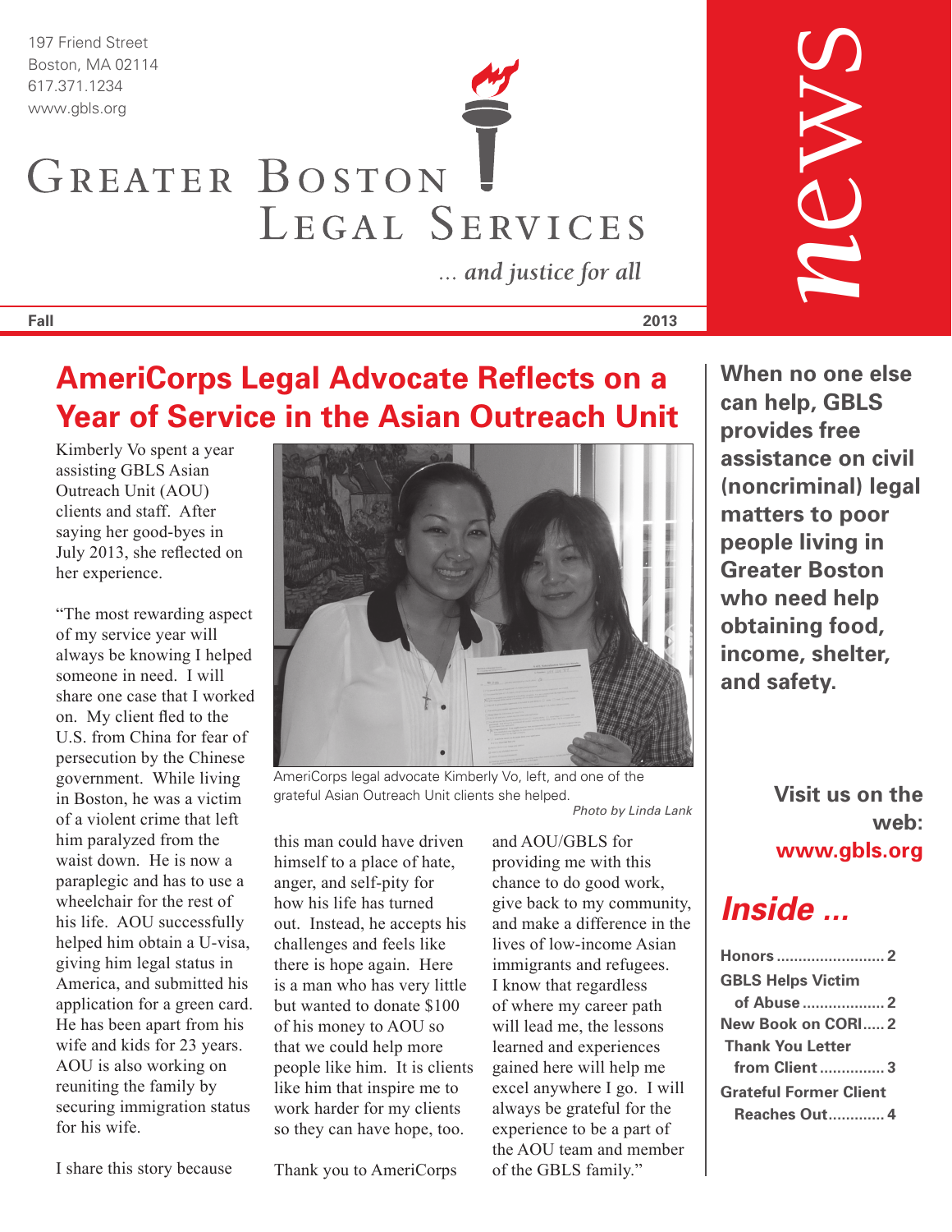197 Friend Street
Boston, MA 02114
617.371.1234
www.gbls.org

# Greater Boston Legal Services

*… and justice for all*

**news**

**Fall** **2013**

## AmeriCorps Legal Advocate Reflects on a Year of Service in the Asian Outreach Unit

Kimberly Vo spent a year assisting GBLS Asian Outreach Unit (AOU) clients and staff. After saying her good-byes in July 2013, she reflected on her experience.

"The most rewarding aspect of my service year will always be knowing I helped someone in need. I will share one case that I worked on. My client fled to the U.S. from China for fear of persecution by the Chinese government. While living in Boston, he was a victim of a violent crime that left him paralyzed from the waist down. He is now a paraplegic and has to use a wheelchair for the rest of his life. AOU successfully helped him obtain a U-visa, giving him legal status in America, and submitted his application for a green card. He has been apart from his wife and kids for 23 years. AOU is also working on reuniting the family by securing immigration status for his wife.

I share this story because this man could have driven himself to a place of hate, anger, and self-pity for how his life has turned out. Instead, he accepts his challenges and feels like there is hope again. Here is a man who has very little but wanted to donate $100 of his money to AOU so that we could help more people like him. It is clients like him that inspire me to work harder for my clients so they can have hope, too.

Thank you to AmeriCorps and AOU/GBLS for providing me with this chance to do good work, give back to my community, and make a difference in the lives of low-income Asian immigrants and refugees. I know that regardless of where my career path will lead me, the lessons learned and experiences gained here will help me excel anywhere I go. I will always be grateful for the experience to be a part of the AOU team and member of the GBLS family."

AmeriCorps legal advocate Kimberly Vo, left, and one of the grateful Asian Outreach Unit clients she helped.
*Photo by Linda Lank*

**When no one else can help, GBLS provides free assistance on civil (noncriminal) legal matters to poor people living in Greater Boston who need help obtaining food, income, shelter, and safety.**

**Visit us on the web: www.gbls.org**

## *Inside …*

**Honors** ......................... **2**
**GBLS Helps Victim of Abuse** ................... **2**
**New Book on CORI** ..... **2**
**Thank You Letter from Client** ............... **3**
**Grateful Former Client Reaches Out** ............. **4**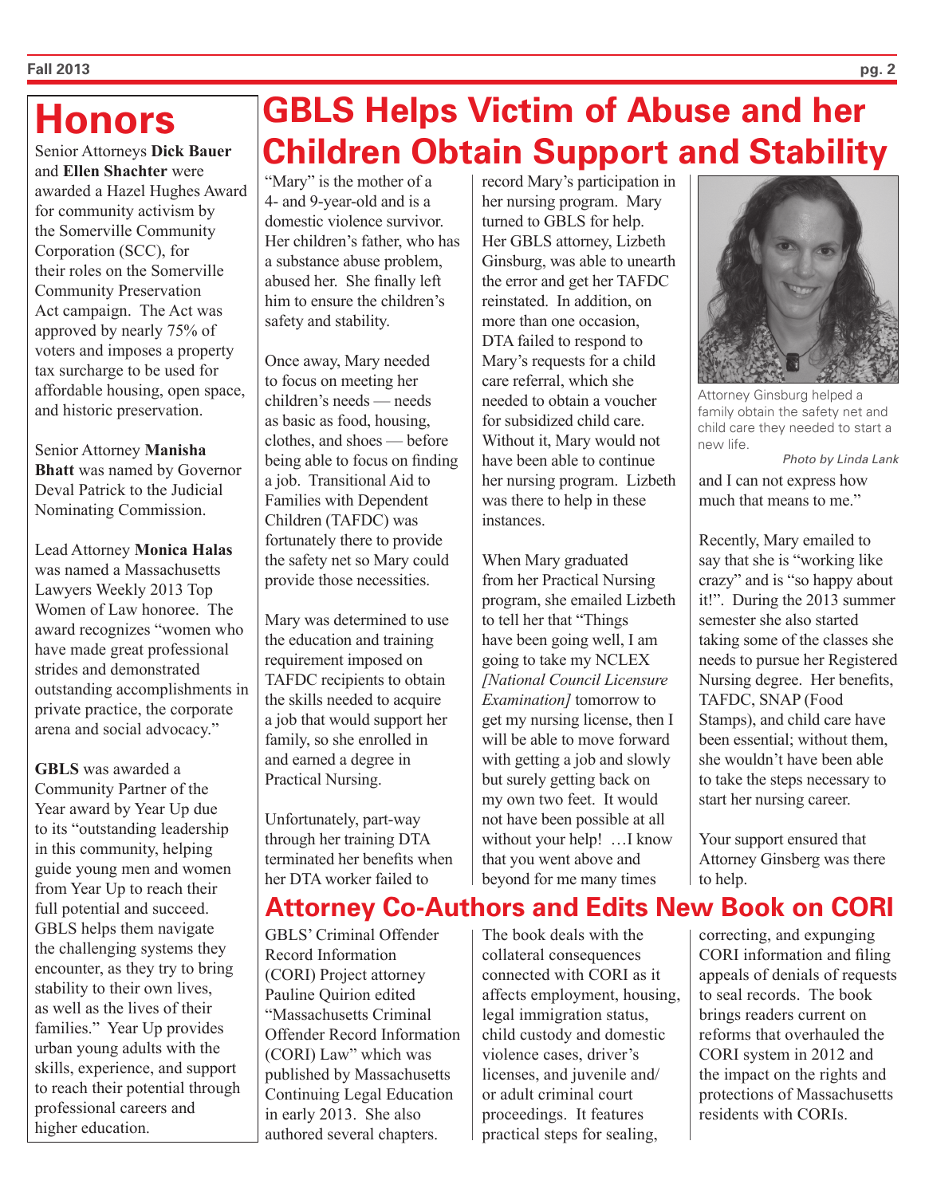# Honors

Senior Attorneys **Dick Bauer** and **Ellen Shachter** were awarded a Hazel Hughes Award for community activism by the Somerville Community Corporation (SCC), for their roles on the Somerville Community Preservation Act campaign. The Act was approved by nearly 75% of voters and imposes a property tax surcharge to be used for affordable housing, open space, and historic preservation.

Senior Attorney **Manisha Bhatt** was named by Governor Deval Patrick to the Judicial Nominating Commission.

Lead Attorney **Monica Halas** was named a Massachusetts Lawyers Weekly 2013 Top Women of Law honoree. The award recognizes "women who have made great professional strides and demonstrated outstanding accomplishments in private practice, the corporate arena and social advocacy."

**GBLS** was awarded a Community Partner of the Year award by Year Up due to its "outstanding leadership in this community, helping guide young men and women from Year Up to reach their full potential and succeed. GBLS helps them navigate the challenging systems they encounter, as they try to bring stability to their own lives, as well as the lives of their families." Year Up provides urban young adults with the skills, experience, and support to reach their potential through professional careers and higher education.

# GBLS Helps Victim of Abuse and her Children Obtain Support and Stability

"Mary" is the mother of a 4- and 9-year-old and is a domestic violence survivor. Her children's father, who has a substance abuse problem, abused her. She finally left him to ensure the children's safety and stability.

Once away, Mary needed to focus on meeting her children's needs — needs as basic as food, housing, clothes, and shoes — before being able to focus on finding a job. Transitional Aid to Families with Dependent Children (TAFDC) was fortunately there to provide the safety net so Mary could provide those necessities.

Mary was determined to use the education and training requirement imposed on TAFDC recipients to obtain the skills needed to acquire a job that would support her family, so she enrolled in and earned a degree in Practical Nursing.

Unfortunately, part-way through her training DTA terminated her benefits when her DTA worker failed to record Mary's participation in her nursing program. Mary turned to GBLS for help. Her GBLS attorney, Lizbeth Ginsburg, was able to unearth the error and get her TAFDC reinstated. In addition, on more than one occasion, DTA failed to respond to Mary's requests for a child care referral, which she needed to obtain a voucher for subsidized child care. Without it, Mary would not have been able to continue her nursing program. Lizbeth was there to help in these instances.

When Mary graduated from her Practical Nursing program, she emailed Lizbeth to tell her that "Things have been going well, I am going to take my NCLEX *[National Council Licensure Examination]* tomorrow to get my nursing license, then I will be able to move forward with getting a job and slowly but surely getting back on my own two feet. It would not have been possible at all without your help! …I know that you went above and beyond for me many times and I can not express how much that means to me."

Attorney Ginsburg helped a family obtain the safety net and child care they needed to start a new life.

*Photo by Linda Lank*

Recently, Mary emailed to say that she is "working like crazy" and is "so happy about it!". During the 2013 summer semester she also started taking some of the classes she needs to pursue her Registered Nursing degree. Her benefits, TAFDC, SNAP (Food Stamps), and child care have been essential; without them, she wouldn't have been able to take the steps necessary to start her nursing career.

Your support ensured that Attorney Ginsberg was there to help.

## Attorney Co-Authors and Edits New Book on CORI

GBLS' Criminal Offender Record Information (CORI) Project attorney Pauline Quirion edited "Massachusetts Criminal Offender Record Information (CORI) Law" which was published by Massachusetts Continuing Legal Education in early 2013. She also authored several chapters. The book deals with the collateral consequences connected with CORI as it affects employment, housing, legal immigration status, child custody and domestic violence cases, driver's licenses, and juvenile and/or adult criminal court proceedings. It features practical steps for sealing, correcting, and expunging CORI information and filing appeals of denials of requests to seal records. The book brings readers current on reforms that overhauled the CORI system in 2012 and the impact on the rights and protections of Massachusetts residents with CORIs.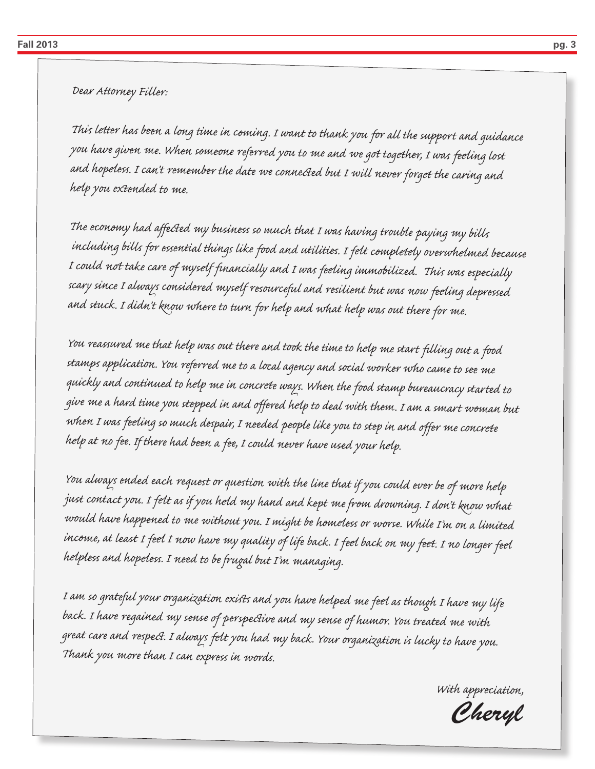Dear Attorney Filler:

This letter has been a long time in coming. I want to thank you for all the support and guidance you have given me. When someone referred you to me and we got together, I was feeling lost and hopeless. I can't remember the date we connected but I will never forget the caring and help you extended to me.

The economy had affected my business so much that I was having trouble paying my bills including bills for essential things like food and utilities. I felt completely overwhelmed because I could not take care of myself financially and I was feeling immobilized. This was especially scary since I always considered myself resourceful and resilient but was now feeling depressed and stuck. I didn't know where to turn for help and what help was out there for me.

You reassured me that help was out there and took the time to help me start filling out a food stamps application. You referred me to a local agency and social worker who came to see me quickly and continued to help me in concrete ways. When the food stamp bureaucracy started to give me a hard time you stepped in and offered help to deal with them. I am a smart woman but when I was feeling so much despair, I needed people like you to step in and offer me concrete help at no fee. If there had been a fee, I could never have used your help.

You always ended each request or question with the line that if you could ever be of more help just contact you. I felt as if you held my hand and kept me from drowning. I don't know what would have happened to me without you. I might be homeless or worse. While I'm on a limited income, at least I feel I now have my quality of life back. I feel back on my feet. I no longer feel helpless and hopeless. I need to be frugal but I'm managing.

I am so grateful your organization exists and you have helped me feel as though I have my life back. I have regained my sense of perspective and my sense of humor. You treated me with great care and respect. I always felt you had my back. Your organization is lucky to have you. Thank you more than I can express in words.

With appreciation,

*Cheryl*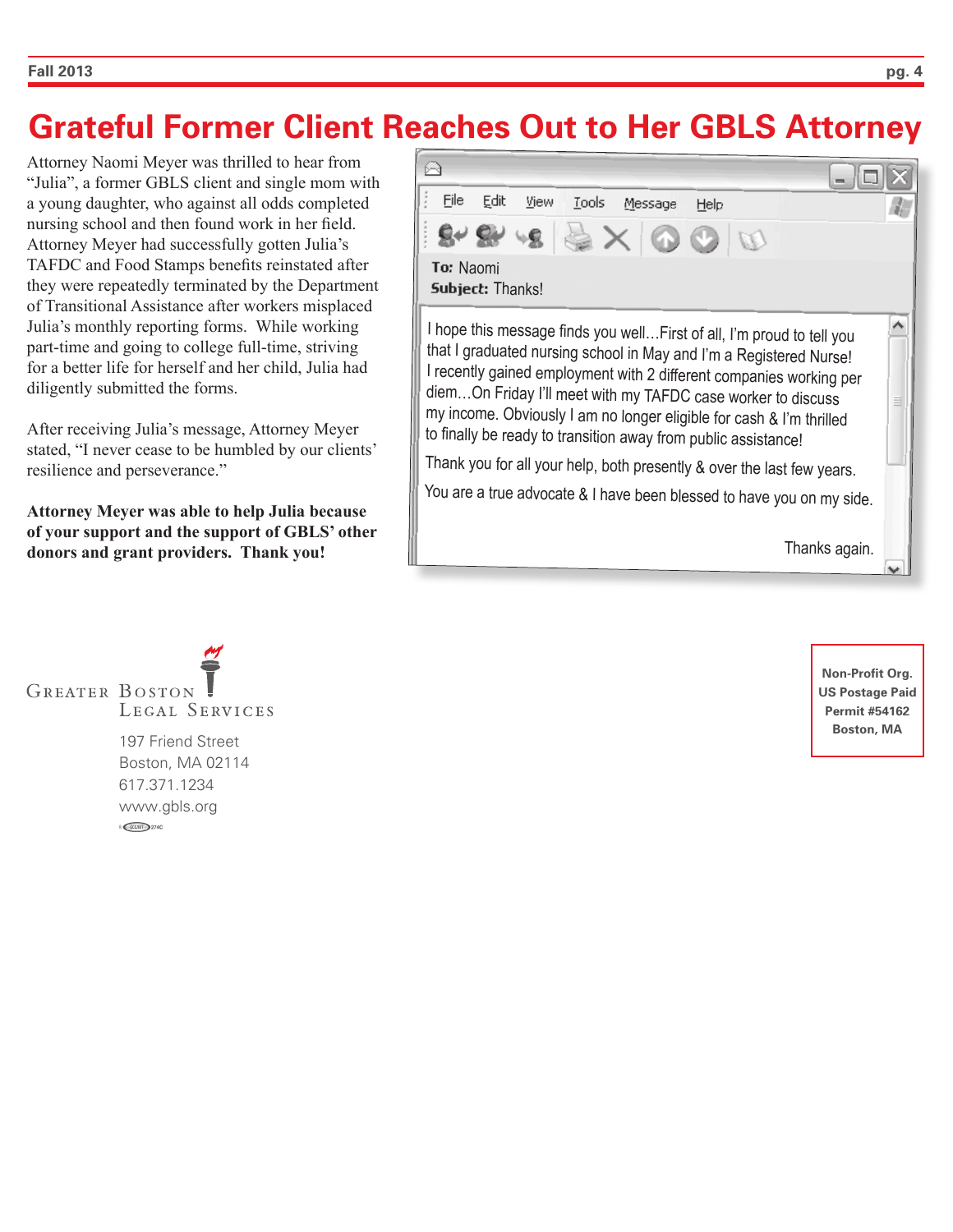# Grateful Former Client Reaches Out to Her GBLS Attorney

Attorney Naomi Meyer was thrilled to hear from "Julia", a former GBLS client and single mom with a young daughter, who against all odds completed nursing school and then found work in her field. Attorney Meyer had successfully gotten Julia's TAFDC and Food Stamps benefits reinstated after they were repeatedly terminated by the Department of Transitional Assistance after workers misplaced Julia's monthly reporting forms. While working part-time and going to college full-time, striving for a better life for herself and her child, Julia had diligently submitted the forms.

After receiving Julia's message, Attorney Meyer stated, "I never cease to be humbled by our clients' resilience and perseverance."

**Attorney Meyer was able to help Julia because of your support and the support of GBLS' other donors and grant providers. Thank you!**

File Edit View Tools Message Help

**To:** Naomi
**Subject:** Thanks!

I hope this message finds you well…First of all, I'm proud to tell you that I graduated nursing school in May and I'm a Registered Nurse! I recently gained employment with 2 different companies working per diem…On Friday I'll meet with my TAFDC case worker to discuss my income. Obviously I am no longer eligible for cash & I'm thrilled to finally be ready to transition away from public assistance!

Thank you for all your help, both presently & over the last few years.

You are a true advocate & I have been blessed to have you on my side.

Thanks again.

Greater Boston Legal Services

197 Friend Street
Boston, MA 02114
617.371.1234
www.gbls.org

Non-Profit Org.
US Postage Paid
Permit #54162
Boston, MA